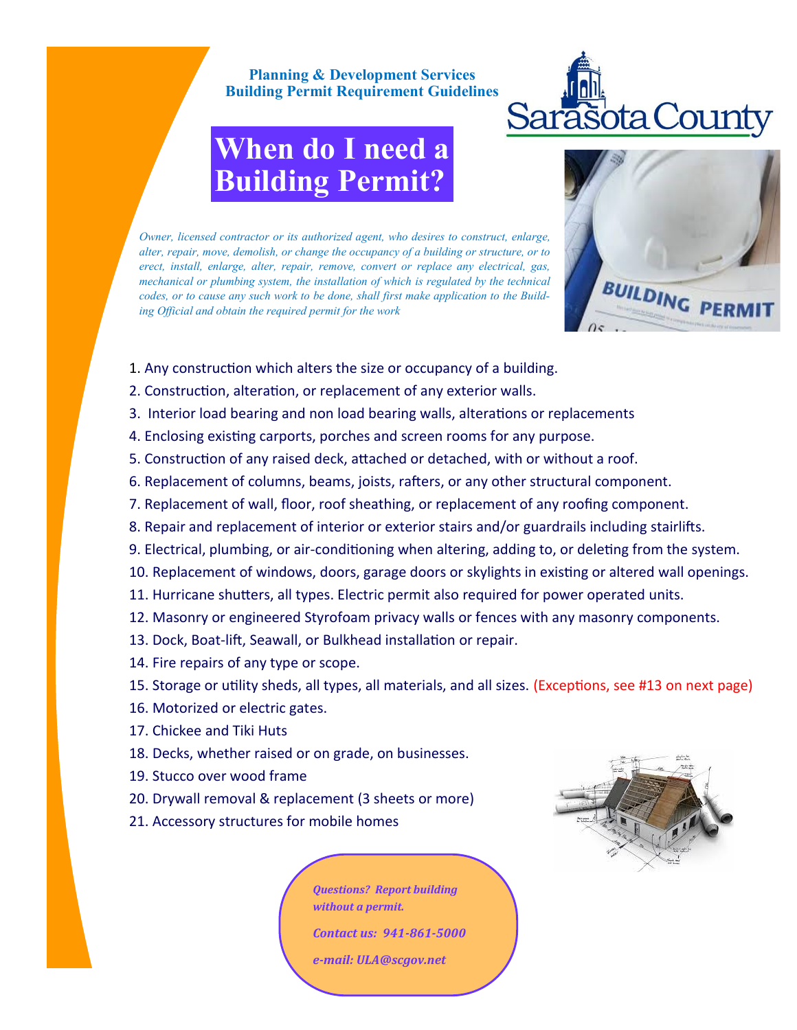**Planning & Development Services**
**Building Permit Requirement Guidelines**

Sarasota County

# When do I need a Building Permit?

*Owner, licensed contractor or its authorized agent, who desires to construct, enlarge, alter, repair, move, demolish, or change the occupancy of a building or structure, or to erect, install, enlarge, alter, repair, remove, convert or replace any electrical, gas, mechanical or plumbing system, the installation of which is regulated by the technical codes, or to cause any such work to be done, shall first make application to the Building Official and obtain the required permit for the work*

1. Any construction which alters the size or occupancy of a building.
2. Construction, alteration, or replacement of any exterior walls.
3. Interior load bearing and non load bearing walls, alterations or replacements
4. Enclosing existing carports, porches and screen rooms for any purpose.
5. Construction of any raised deck, attached or detached, with or without a roof.
6. Replacement of columns, beams, joists, rafters, or any other structural component.
7. Replacement of wall, floor, roof sheathing, or replacement of any roofing component.
8. Repair and replacement of interior or exterior stairs and/or guardrails including stairlifts.
9. Electrical, plumbing, or air-conditioning when altering, adding to, or deleting from the system.
10. Replacement of windows, doors, garage doors or skylights in existing or altered wall openings.
11. Hurricane shutters, all types. Electric permit also required for power operated units.
12. Masonry or engineered Styrofoam privacy walls or fences with any masonry components.
13. Dock, Boat-lift, Seawall, or Bulkhead installation or repair.
14. Fire repairs of any type or scope.
15. Storage or utility sheds, all types, all materials, and all sizes. (Exceptions, see #13 on next page)
16. Motorized or electric gates.
17. Chickee and Tiki Huts
18. Decks, whether raised or on grade, on businesses.
19. Stucco over wood frame
20. Drywall removal & replacement (3 sheets or more)
21. Accessory structures for mobile homes

***Questions? Report building without a permit.***

***Contact us: 941-861-5000***

***e-mail: ULA@scgov.net***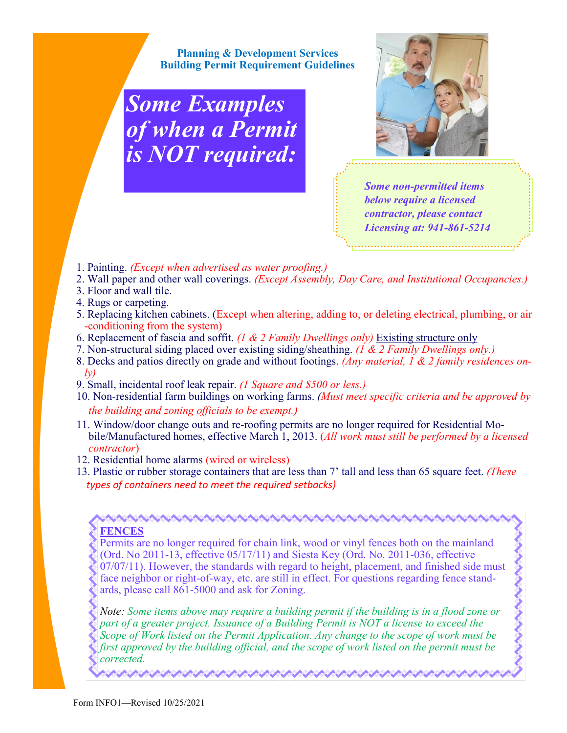**Planning & Development Services**
**Building Permit Requirement Guidelines**

# *Some Examples of when a Permit is NOT required:*

***Some non-permitted items below require a licensed contractor, please contact Licensing at: 941-861-5214***

1. Painting. *(Except when advertised as water proofing.)*
2. Wall paper and other wall coverings. *(Except Assembly, Day Care, and Institutional Occupancies.)*
3. Floor and wall tile.
4. Rugs or carpeting.
5. Replacing kitchen cabinets. (Except when altering, adding to, or deleting electrical, plumbing, or air-conditioning from the system)
6. Replacement of fascia and soffit. *(1 & 2 Family Dwellings only)* Existing structure only
7. Non-structural siding placed over existing siding/sheathing. *(1 & 2 Family Dwellings only.)*
8. Decks and patios directly on grade and without footings. *(Any material, 1 & 2 family residences only)*
9. Small, incidental roof leak repair. *(1 Square and $500 or less.)*
10. Non-residential farm buildings on working farms. *(Must meet specific criteria and be approved by the building and zoning officials to be exempt.)*
11. Window/door change outs and re-roofing permits are no longer required for Residential Mobile/Manufactured homes, effective March 1, 2013. (*All work must still be performed by a licensed contractor*)
12. Residential home alarms (wired or wireless)
13. Plastic or rubber storage containers that are less than 7' tall and less than 65 square feet. *(These types of containers need to meet the required setbacks)*

**FENCES**

Permits are no longer required for chain link, wood or vinyl fences both on the mainland (Ord. No 2011-13, effective 05/17/11) and Siesta Key (Ord. No. 2011-036, effective 07/07/11). However, the standards with regard to height, placement, and finished side must face neighbor or right-of-way, etc. are still in effect. For questions regarding fence standards, please call 861-5000 and ask for Zoning.

*Note: Some items above may require a building permit if the building is in a flood zone or part of a greater project. Issuance of a Building Permit is NOT a license to exceed the Scope of Work listed on the Permit Application. Any change to the scope of work must be first approved by the building official, and the scope of work listed on the permit must be corrected.*

Form INFO1—Revised 10/25/2021